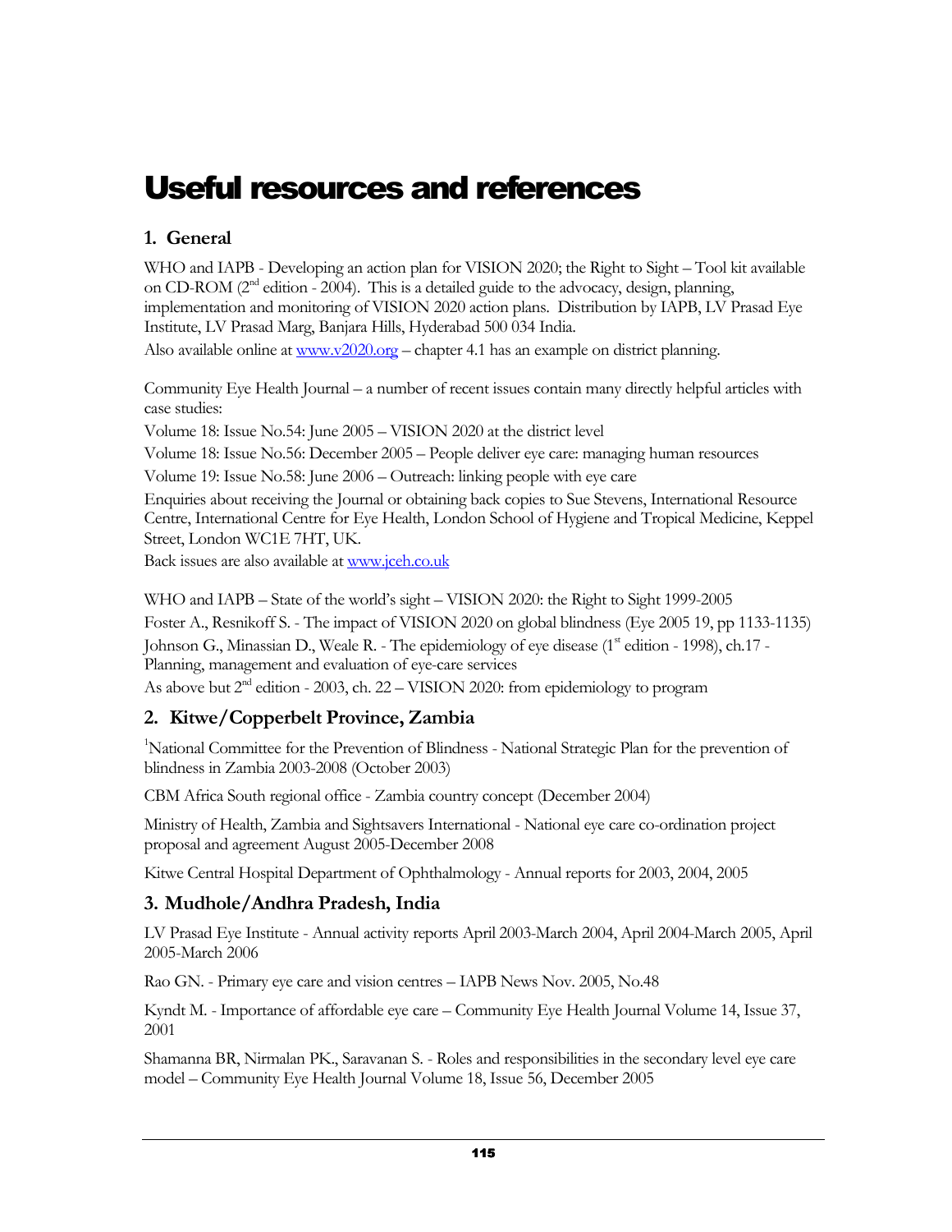# Useful resources and references

## 1. General

WHO and IAPB - Developing an action plan for VISION 2020; the Right to Sight – Tool kit available on CD-ROM (2nd edition - 2004). This is a detailed guide to the advocacy, design, planning, implementation and monitoring of VISION 2020 action plans. Distribution by IAPB, LV Prasad Eye Institute, LV Prasad Marg, Banjara Hills, Hyderabad 500 034 India.

Also available online at www.v2020.org – chapter 4.1 has an example on district planning.

Community Eye Health Journal – a number of recent issues contain many directly helpful articles with case studies:

Volume 18: Issue No.54: June 2005 – VISION 2020 at the district level

Volume 18: Issue No.56: December 2005 – People deliver eye care: managing human resources

Volume 19: Issue No.58: June 2006 – Outreach: linking people with eye care

Enquiries about receiving the Journal or obtaining back copies to Sue Stevens, International Resource Centre, International Centre for Eye Health, London School of Hygiene and Tropical Medicine, Keppel Street, London WC1E 7HT, UK.

Back issues are also available at www.jceh.co.uk

WHO and IAPB – State of the world's sight – VISION 2020: the Right to Sight 1999-2005

Foster A., Resnikoff S. - The impact of VISION 2020 on global blindness (Eye 2005 19, pp 1133-1135)

Johnson G., Minassian D., Weale R. - The epidemiology of eye disease (1st edition - 1998), ch.17 - Planning, management and evaluation of eye-care services

As above but 2nd edition - 2003, ch. 22 – VISION 2020: from epidemiology to program

## 2. Kitwe/Copperbelt Province, Zambia

[1]National Committee for the Prevention of Blindness - National Strategic Plan for the prevention of blindness in Zambia 2003-2008 (October 2003)

CBM Africa South regional office - Zambia country concept (December 2004)

Ministry of Health, Zambia and Sightsavers International - National eye care co-ordination project proposal and agreement August 2005-December 2008

Kitwe Central Hospital Department of Ophthalmology - Annual reports for 2003, 2004, 2005

## 3. Mudhole/Andhra Pradesh, India

LV Prasad Eye Institute - Annual activity reports April 2003-March 2004, April 2004-March 2005, April 2005-March 2006

Rao GN. - Primary eye care and vision centres – IAPB News Nov. 2005, No.48

Kyndt M. - Importance of affordable eye care – Community Eye Health Journal Volume 14, Issue 37, 2001

Shamanna BR, Nirmalan PK., Saravanan S. - Roles and responsibilities in the secondary level eye care model – Community Eye Health Journal Volume 18, Issue 56, December 2005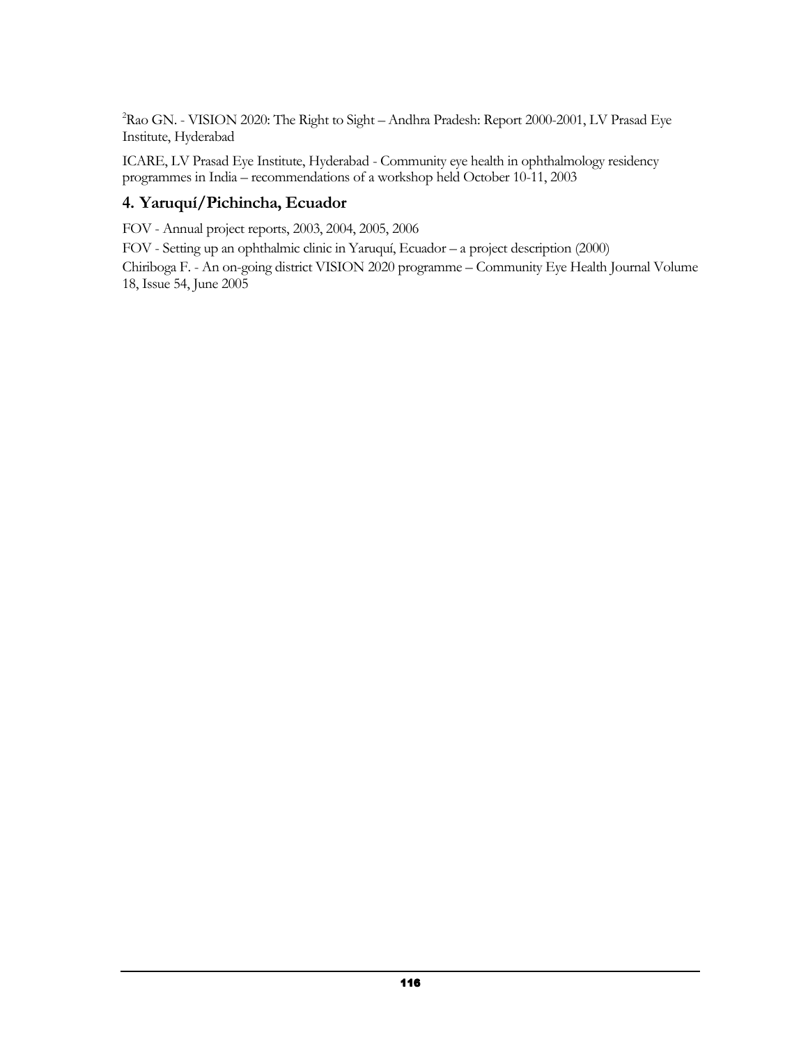[2]Rao GN. - VISION 2020: The Right to Sight – Andhra Pradesh: Report 2000-2001, LV Prasad Eye Institute, Hyderabad

ICARE, LV Prasad Eye Institute, Hyderabad - Community eye health in ophthalmology residency programmes in India – recommendations of a workshop held October 10-11, 2003

## 4. Yaruquí/Pichincha, Ecuador

FOV - Annual project reports, 2003, 2004, 2005, 2006

FOV - Setting up an ophthalmic clinic in Yaruquí, Ecuador – a project description (2000)

Chiriboga F. - An on-going district VISION 2020 programme – Community Eye Health Journal Volume 18, Issue 54, June 2005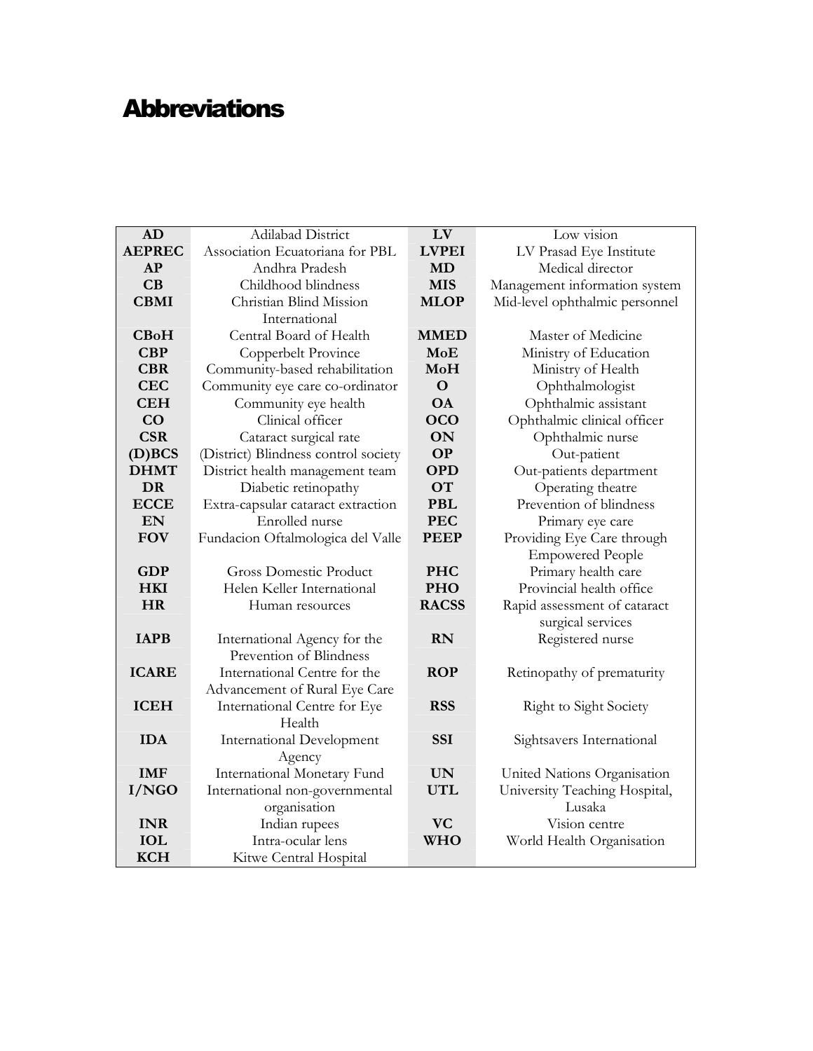# Abbreviations

| | | | |
|---|---|---|---|
| **AD** | Adilabad District | **LV** | Low vision |
| **AEPREC** | Association Ecuatoriana for PBL | **LVPEI** | LV Prasad Eye Institute |
| **AP** | Andhra Pradesh | **MD** | Medical director |
| **CB** | Childhood blindness | **MIS** | Management information system |
| **CBMI** | Christian Blind Mission International | **MLOP** | Mid-level ophthalmic personnel |
| **CBoH** | Central Board of Health | **MMED** | Master of Medicine |
| **CBP** | Copperbelt Province | **MoE** | Ministry of Education |
| **CBR** | Community-based rehabilitation | **MoH** | Ministry of Health |
| **CEC** | Community eye care co-ordinator | **O** | Ophthalmologist |
| **CEH** | Community eye health | **OA** | Ophthalmic assistant |
| **CO** | Clinical officer | **OCO** | Ophthalmic clinical officer |
| **CSR** | Cataract surgical rate | **ON** | Ophthalmic nurse |
| **(D)BCS** | (District) Blindness control society | **OP** | Out-patient |
| **DHMT** | District health management team | **OPD** | Out-patients department |
| **DR** | Diabetic retinopathy | **OT** | Operating theatre |
| **ECCE** | Extra-capsular cataract extraction | **PBL** | Prevention of blindness |
| **EN** | Enrolled nurse | **PEC** | Primary eye care |
| **FOV** | Fundacion Oftalmologica del Valle | **PEEP** | Providing Eye Care through Empowered People |
| **GDP** | Gross Domestic Product | **PHC** | Primary health care |
| **HKI** | Helen Keller International | **PHO** | Provincial health office |
| **HR** | Human resources | **RACSS** | Rapid assessment of cataract surgical services |
| **IAPB** | International Agency for the Prevention of Blindness | **RN** | Registered nurse |
| **ICARE** | International Centre for the Advancement of Rural Eye Care | **ROP** | Retinopathy of prematurity |
| **ICEH** | International Centre for Eye Health | **RSS** | Right to Sight Society |
| **IDA** | International Development Agency | **SSI** | Sightsavers International |
| **IMF** | International Monetary Fund | **UN** | United Nations Organisation |
| **I/NGO** | International non-governmental organisation | **UTL** | University Teaching Hospital, Lusaka |
| **INR** | Indian rupees | **VC** | Vision centre |
| **IOL** | Intra-ocular lens | **WHO** | World Health Organisation |
| **KCH** | Kitwe Central Hospital | | |